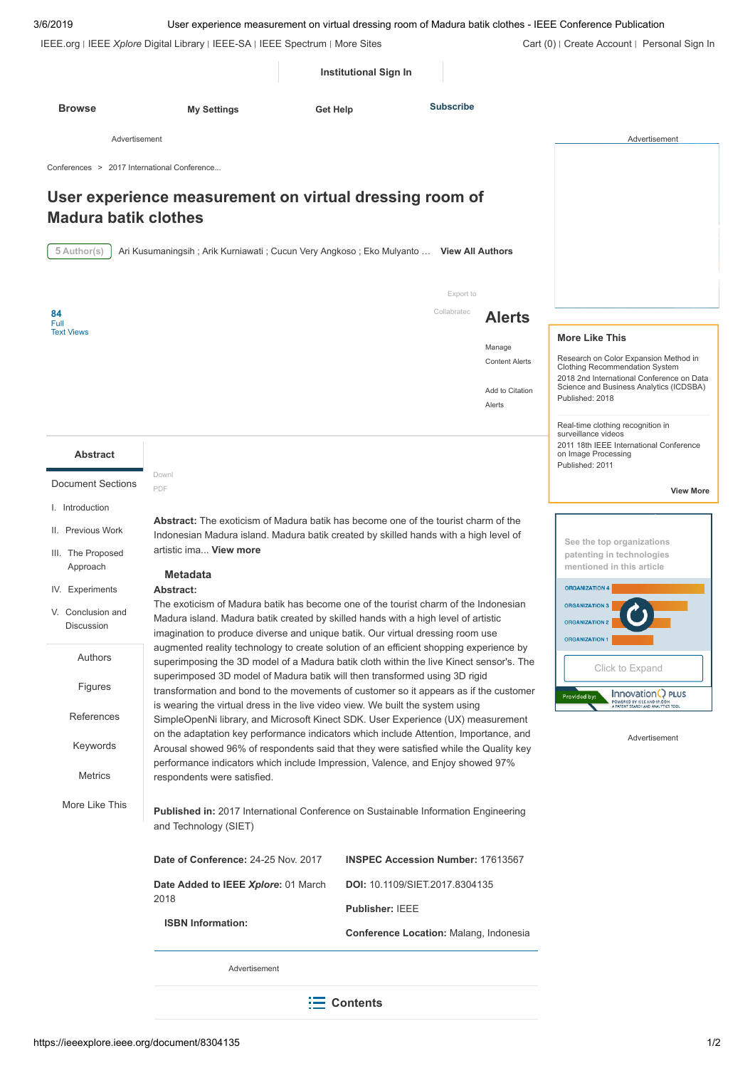# User experience measurement on virtual dressing room of Madura batik clothes

5 Author(s) Ari Kusumaningsih ; Arik Kurniawati ; Cucun Very Angkoso ; Eko Mulyanto … View All Authors

84 Full Text Views

Abstract

Document Sections

I. Introduction

II. Previous Work

III. The Proposed Approach

IV. Experiments

V. Conclusion and Discussion

Authors

Figures

References

Keywords

Metrics

More Like This

**Abstract:** The exoticism of Madura batik has become one of the tourist charm of the Indonesian Madura island. Madura batik created by skilled hands with a high level of artistic ima... **View more**

### Metadata

**Abstract:**

The exoticism of Madura batik has become one of the tourist charm of the Indonesian Madura island. Madura batik created by skilled hands with a high level of artistic imagination to produce diverse and unique batik. Our virtual dressing room use augmented reality technology to create solution of an efficient shopping experience by superimposing the 3D model of a Madura batik cloth within the live Kinect sensor's. The superimposed 3D model of Madura batik will then transformed using 3D rigid transformation and bond to the movements of customer so it appears as if the customer is wearing the virtual dress in the live video view. We built the system using SimpleOpenNi library, and Microsoft Kinect SDK. User Experience (UX) measurement on the adaptation key performance indicators which include Attention, Importance, and Arousal showed 96% of respondents said that they were satisfied while the Quality key performance indicators which include Impression, Valence, and Enjoy showed 97% respondents were satisfied.

**Published in:** 2017 International Conference on Sustainable Information Engineering and Technology (SIET)

**Date of Conference:** 24-25 Nov. 2017

**Date Added to IEEE *Xplore*:** 01 March 2018

**ISBN Information:**

**INSPEC Accession Number:** 17613567

**DOI:** 10.1109/SIET.2017.8304135

**Publisher:** IEEE

**Conference Location:** Malang, Indonesia

**More Like This**

Research on Color Expansion Method in Clothing Recommendation System
2018 2nd International Conference on Data Science and Business Analytics (ICDSBA)
Published: 2018

Real-time clothing recognition in surveillance videos
2011 18th IEEE International Conference on Image Processing
Published: 2011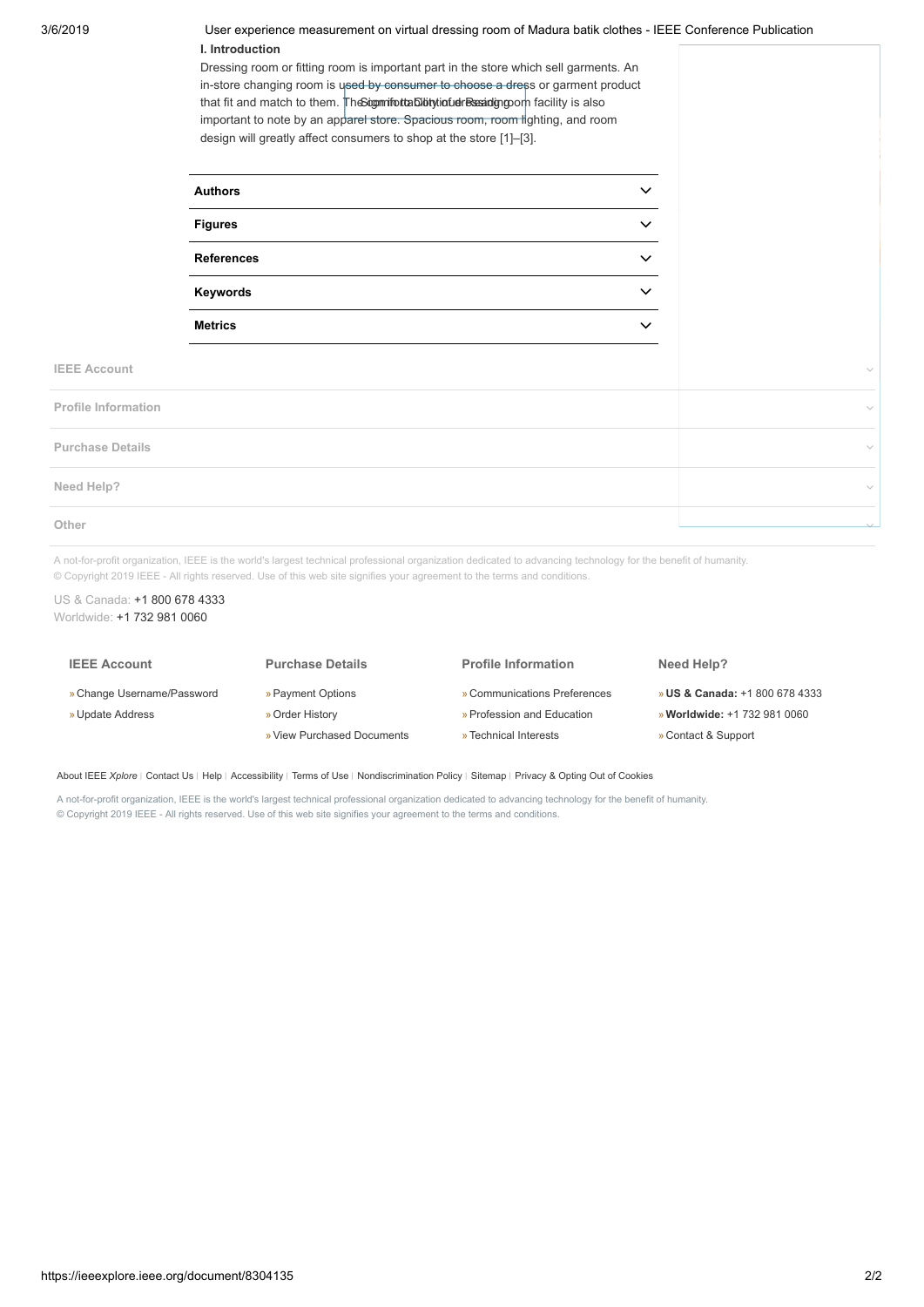### I. Introduction

Dressing room or fitting room is important part in the store which sell garments. An in-store changing room is used by consumer to choose a dress or garment product that fit and match to them. The comfortability of dressing room facility is also important to note by an apparel store. Spacious room, room lighting, and room design will greatly affect consumers to shop at the store [1]–[3].

**Authors**

**Figures**

**References**

**Keywords**

**Metrics**

**IEEE Account**

**Profile Information**

**Purchase Details**

**Need Help?**

**Other**

A not-for-profit organization, IEEE is the world's largest technical professional organization dedicated to advancing technology for the benefit of humanity.
© Copyright 2019 IEEE - All rights reserved. Use of this web site signifies your agreement to the terms and conditions.

US & Canada: +1 800 678 4333
Worldwide: +1 732 981 0060

**IEEE Account**
- » Change Username/Password
- » Update Address

**Purchase Details**
- » Payment Options
- » Order History
- » View Purchased Documents

**Profile Information**
- » Communications Preferences
- » Profession and Education
- » Technical Interests

**Need Help?**
- » **US & Canada:** +1 800 678 4333
- » **Worldwide:** +1 732 981 0060
- » Contact & Support

About IEEE *Xplore* | Contact Us | Help | Accessibility | Terms of Use | Nondiscrimination Policy | Sitemap | Privacy & Opting Out of Cookies

A not-for-profit organization, IEEE is the world's largest technical professional organization dedicated to advancing technology for the benefit of humanity.
© Copyright 2019 IEEE - All rights reserved. Use of this web site signifies your agreement to the terms and conditions.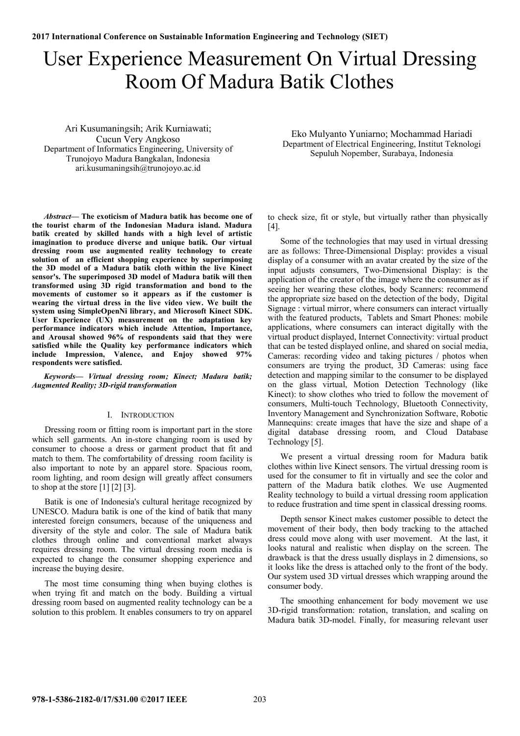2017 International Conference on Sustainable Information Engineering and Technology (SIET)

# User Experience Measurement On Virtual Dressing Room Of Madura Batik Clothes

Ari Kusumaningsih; Arik Kurniawati; Cucun Very Angkoso
Department of Informatics Engineering, University of Trunojoyo Madura Bangkalan, Indonesia
ari.kusumaningsih@trunojoyo.ac.id

Eko Mulyanto Yuniarno; Mochammad Hariadi
Department of Electrical Engineering, Institut Teknologi Sepuluh Nopember, Surabaya, Indonesia

***Abstract*— The exoticism of Madura batik has become one of the tourist charm of the Indonesian Madura island. Madura batik created by skilled hands with a high level of artistic imagination to produce diverse and unique batik. Our virtual dressing room use augmented reality technology to create solution of an efficient shopping experience by superimposing the 3D model of a Madura batik cloth within the live Kinect sensor's. The superimposed 3D model of Madura batik will then transformed using 3D rigid transformation and bond to the movements of customer so it appears as if the customer is wearing the virtual dress in the live video view. We built the system using SimpleOpenNi library, and Microsoft Kinect SDK. User Experience (UX) measurement on the adaptation key performance indicators which include Attention, Importance, and Arousal showed 96% of respondents said that they were satisfied while the Quality key performance indicators which include Impression, Valence, and Enjoy showed 97% respondents were satisfied.**

***Keywords*— *Virtual dressing room; Kinect; Madura batik; Augmented Reality; 3D-rigid transformation***

## I. Introduction

Dressing room or fitting room is important part in the store which sell garments. An in-store changing room is used by consumer to choose a dress or garment product that fit and match to them. The comfortability of dressing room facility is also important to note by an apparel store. Spacious room, room lighting, and room design will greatly affect consumers to shop at the store [1] [2] [3].

Batik is one of Indonesia's cultural heritage recognized by UNESCO. Madura batik is one of the kind of batik that many interested foreign consumers, because of the uniqueness and diversity of the style and color. The sale of Madura batik clothes through online and conventional market always requires dressing room. The virtual dressing room media is expected to change the consumer shopping experience and increase the buying desire.

The most time consuming thing when buying clothes is when trying fit and match on the body. Building a virtual dressing room based on augmented reality technology can be a solution to this problem. It enables consumers to try on apparel to check size, fit or style, but virtually rather than physically [4].

Some of the technologies that may used in virtual dressing are as follows: Three-Dimensional Display: provides a visual display of a consumer with an avatar created by the size of the input adjusts consumers, Two-Dimensional Display: is the application of the creator of the image where the consumer as if seeing her wearing these clothes, body Scanners: recommend the appropriate size based on the detection of the body, Digital Signage : virtual mirror, where consumers can interact virtually with the featured products, Tablets and Smart Phones: mobile applications, where consumers can interact digitally with the virtual product displayed, Internet Connectivity: virtual product that can be tested displayed online, and shared on social media, Cameras: recording video and taking pictures / photos when consumers are trying the product, 3D Cameras: using face detection and mapping similar to the consumer to be displayed on the glass virtual, Motion Detection Technology (like Kinect): to show clothes who tried to follow the movement of consumers, Multi-touch Technology, Bluetooth Connectivity, Inventory Management and Synchronization Software, Robotic Mannequins: create images that have the size and shape of a digital database dressing room, and Cloud Database Technology [5].

We present a virtual dressing room for Madura batik clothes within live Kinect sensors. The virtual dressing room is used for the consumer to fit in virtually and see the color and pattern of the Madura batik clothes. We use Augmented Reality technology to build a virtual dressing room application to reduce frustration and time spent in classical dressing rooms.

Depth sensor Kinect makes customer possible to detect the movement of their body, then body tracking to the attached dress could move along with user movement. At the last, it looks natural and realistic when display on the screen. The drawback is that the dress usually displays in 2 dimensions, so it looks like the dress is attached only to the front of the body. Our system used 3D virtual dresses which wrapping around the consumer body.

The smoothing enhancement for body movement we use 3D-rigid transformation: rotation, translation, and scaling on Madura batik 3D-model. Finally, for measuring relevant user

978-1-5386-2182-0/17/$31.00 ©2017 IEEE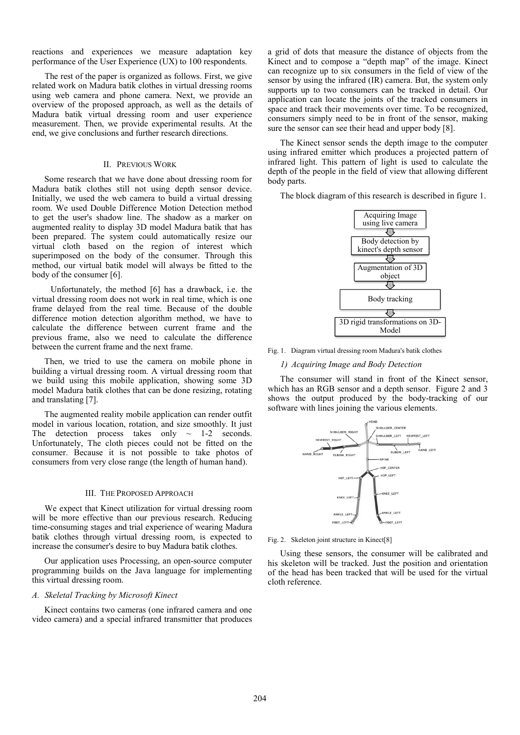reactions and experiences we measure adaptation key performance of the User Experience (UX) to 100 respondents.

The rest of the paper is organized as follows. First, we give related work on Madura batik clothes in virtual dressing rooms using web camera and phone camera. Next, we provide an overview of the proposed approach, as well as the details of Madura batik virtual dressing room and user experience measurement. Then, we provide experimental results. At the end, we give conclusions and further research directions.

## II. Previous Work

Some research that we have done about dressing room for Madura batik clothes still not using depth sensor device. Initially, we used the web camera to build a virtual dressing room. We used Double Difference Motion Detection method to get the user's shadow line. The shadow as a marker on augmented reality to display 3D model Madura batik that has been prepared. The system could automatically resize our virtual cloth based on the region of interest which superimposed on the body of the consumer. Through this method, our virtual batik model will always be fitted to the body of the consumer [6].

Unfortunately, the method [6] has a drawback, i.e. the virtual dressing room does not work in real time, which is one frame delayed from the real time. Because of the double difference motion detection algorithm method, we have to calculate the difference between current frame and the previous frame, also we need to calculate the difference between the current frame and the next frame.

Then, we tried to use the camera on mobile phone in building a virtual dressing room. A virtual dressing room that we build using this mobile application, showing some 3D model Madura batik clothes that can be done resizing, rotating and translating [7].

The augmented reality mobile application can render outfit model in various location, rotation, and size smoothly. It just The detection process takes only ~ 1-2 seconds. Unfortunately, The cloth pieces could not be fitted on the consumer. Because it is not possible to take photos of consumers from very close range (the length of human hand).

## III. The Proposed Approach

We expect that Kinect utilization for virtual dressing room will be more effective than our previous research. Reducing time-consuming stages and trial experience of wearing Madura batik clothes through virtual dressing room, is expected to increase the consumer's desire to buy Madura batik clothes.

Our application uses Processing, an open-source computer programming builds on the Java language for implementing this virtual dressing room.

### *A. Skeletal Tracking by Microsoft Kinect*

Kinect contains two cameras (one infrared camera and one video camera) and a special infrared transmitter that produces a grid of dots that measure the distance of objects from the Kinect and to compose a "depth map" of the image. Kinect can recognize up to six consumers in the field of view of the sensor by using the infrared (IR) camera. But, the system only supports up to two consumers can be tracked in detail. Our application can locate the joints of the tracked consumers in space and track their movements over time. To be recognized, consumers simply need to be in front of the sensor, making sure the sensor can see their head and upper body [8].

The Kinect sensor sends the depth image to the computer using infrared emitter which produces a projected pattern of infrared light. This pattern of light is used to calculate the depth of the people in the field of view that allowing different body parts.

The block diagram of this research is described in figure 1.

Acquiring Image using live camera → Body detection by kinect's depth sensor → Augmentation of 3D object → Body tracking → 3D rigid transformations on 3D-Model

Fig. 1. Diagram virtual dressing room Madura's batik clothes

#### *1) Acquiring Image and Body Detection*

The consumer will stand in front of the Kinect sensor, which has an RGB sensor and a depth sensor. Figure 2 and 3 shows the output produced by the body-tracking of our software with lines joining the various elements.

Fig. 2. Skeleton joint structure in Kinect[8]

Using these sensors, the consumer will be calibrated and his skeleton will be tracked. Just the position and orientation of the head has been tracked that will be used for the virtual cloth reference.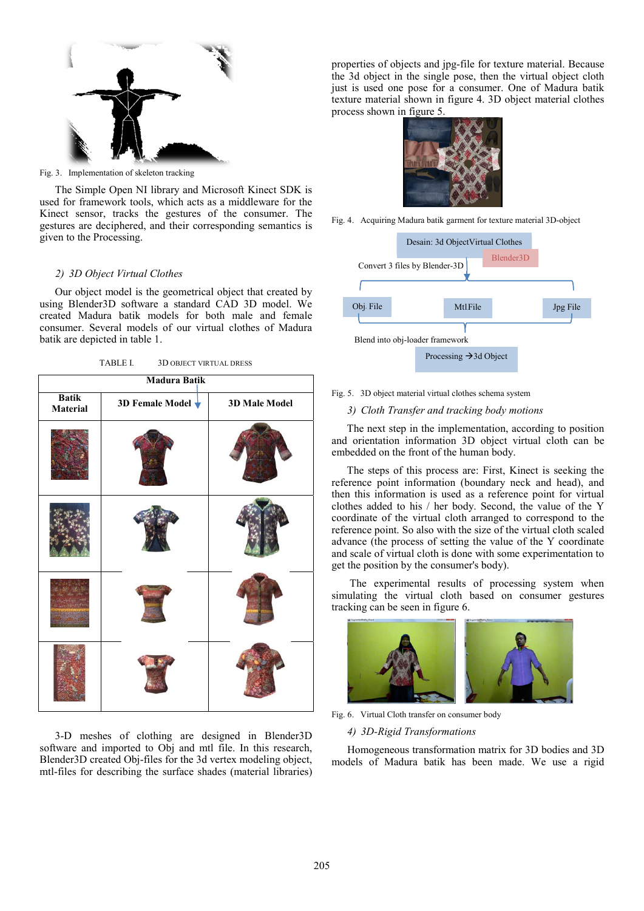Fig. 3. Implementation of skeleton tracking

The Simple Open NI library and Microsoft Kinect SDK is used for framework tools, which acts as a middleware for the Kinect sensor, tracks the gestures of the consumer. The gestures are deciphered, and their corresponding semantics is given to the Processing.

### 2) 3D Object Virtual Clothes

Our object model is the geometrical object that created by using Blender3D software a standard CAD 3D model. We created Madura batik models for both male and female consumer. Several models of our virtual clothes of Madura batik are depicted in table 1.

TABLE I. 3D OBJECT VIRTUAL DRESS

| Madura Batik | | |
|---|---|---|
| **Batik Material** | **3D Female Model** | **3D Male Model** |
| | | |
| | | |
| | | |
| | | |

3-D meshes of clothing are designed in Blender3D software and imported to Obj and mtl file. In this research, Blender3D created Obj-files for the 3d vertex modeling object, mtl-files for describing the surface shades (material libraries) properties of objects and jpg-file for texture material. Because the 3d object in the single pose, then the virtual object cloth just is used one pose for a consumer. One of Madura batik texture material shown in figure 4. 3D object material clothes process shown in figure 5.

Fig. 4. Acquiring Madura batik garment for texture material 3D-object

Desain: 3d ObjectVirtual Clothes

Blender3D

Convert 3 files by Blender-3D

Obj. File — MtlFile — Jpg File

Blend into obj-loader framework

Processing →3d Object

Fig. 5. 3D object material virtual clothes schema system

### 3) Cloth Transfer and tracking body motions

The next step in the implementation, according to position and orientation information 3D object virtual cloth can be embedded on the front of the human body.

The steps of this process are: First, Kinect is seeking the reference point information (boundary neck and head), and then this information is used as a reference point for virtual clothes added to his / her body. Second, the value of the Y coordinate of the virtual cloth arranged to correspond to the reference point. So also with the size of the virtual cloth scaled advance (the process of setting the value of the Y coordinate and scale of virtual cloth is done with some experimentation to get the position by the consumer's body).

The experimental results of processing system when simulating the virtual cloth based on consumer gestures tracking can be seen in figure 6.

Fig. 6. Virtual Cloth transfer on consumer body

### 4) 3D-Rigid Transformations

Homogeneous transformation matrix for 3D bodies and 3D models of Madura batik has been made. We use a rigid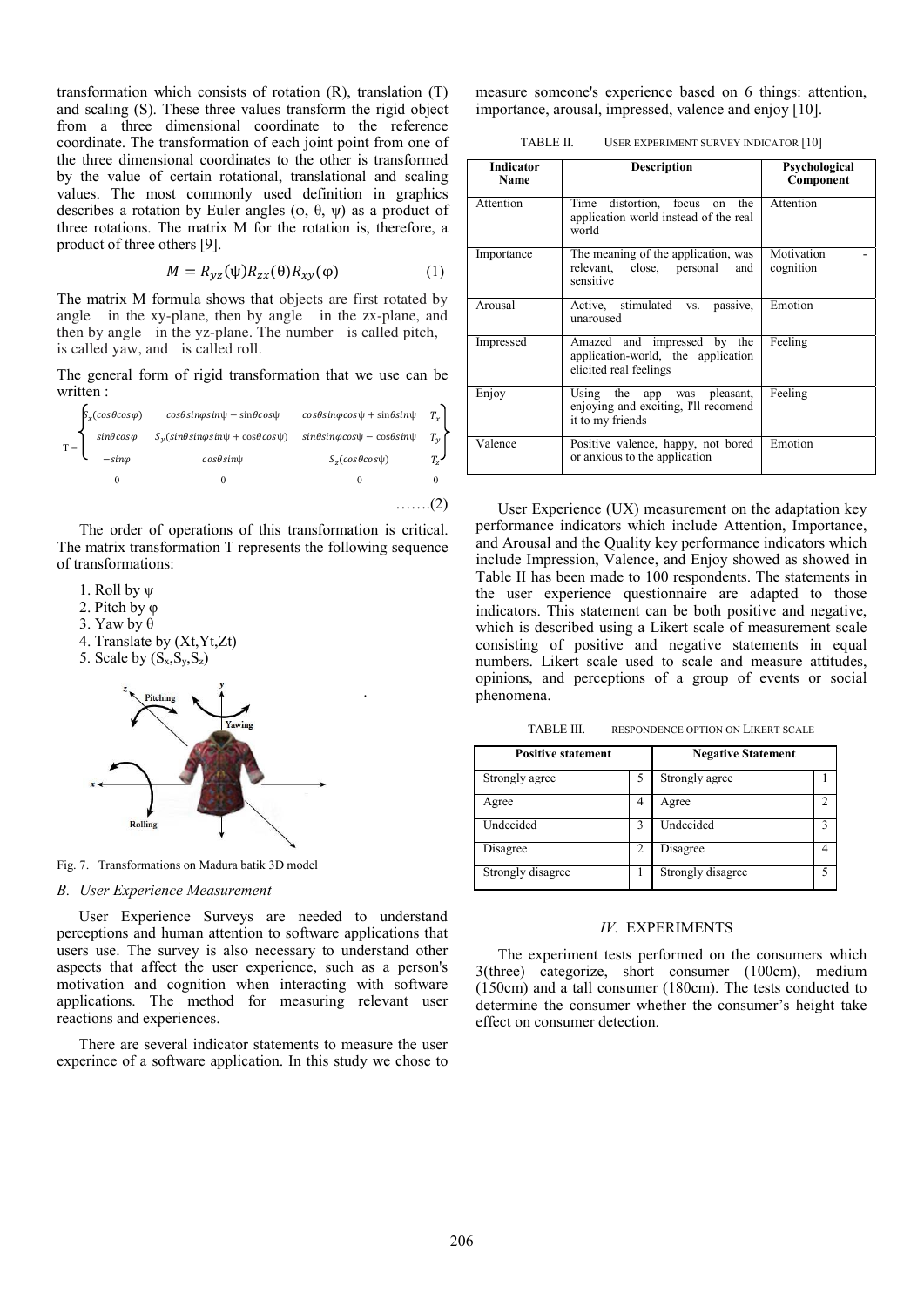transformation which consists of rotation (R), translation (T) and scaling (S). These three values transform the rigid object from a three dimensional coordinate to the reference coordinate. The transformation of each joint point from one of the three dimensional coordinates to the other is transformed by the value of certain rotational, translational and scaling values. The most commonly used definition in graphics describes a rotation by Euler angles (φ, θ, ψ) as a product of three rotations. The matrix M for the rotation is, therefore, a product of three others [9].

$$M = R_{yz}(\psi)R_{zx}(\theta)R_{xy}(\varphi) \tag{1}$$

The matrix M formula shows that objects are first rotated by angle in the xy-plane, then by angle in the zx-plane, and then by angle in the yz-plane. The number is called pitch, is called yaw, and is called roll.

The general form of rigid transformation that we use can be written :

$$T = \begin{Bmatrix} S_x(\cos\theta\cos\varphi) & \cos\theta\sin\varphi\sin\psi - \sin\theta\cos\psi & \cos\theta\sin\varphi\cos\psi + \sin\theta\sin\psi & T_x \\ \sin\theta\cos\varphi & S_y(\sin\theta\sin\varphi\sin\psi + \cos\theta\cos\psi) & \sin\theta\sin\varphi\cos\psi - \cos\theta\sin\psi & T_y \\ -\sin\varphi & \cos\theta\sin\psi & S_z(\cos\theta\cos\psi) & T_z \\ 0 & 0 & 0 & 0 \end{Bmatrix} \quad \ldots\ldots(2)$$

The order of operations of this transformation is critical. The matrix transformation T represents the following sequence of transformations:

1. Roll by ψ
2. Pitch by φ
3. Yaw by θ
4. Translate by (Xt,Yt,Zt)
5. Scale by ($S_x$,$S_y$,$S_z$)

Fig. 7. Transformations on Madura batik 3D model

### B. User Experience Measurement

User Experience Surveys are needed to understand perceptions and human attention to software applications that users use. The survey is also necessary to understand other aspects that affect the user experience, such as a person's motivation and cognition when interacting with software applications. The method for measuring relevant user reactions and experiences.

There are several indicator statements to measure the user experince of a software application. In this study we chose to measure someone's experience based on 6 things: attention, importance, arousal, impressed, valence and enjoy [10].

TABLE II. USER EXPERIMENT SURVEY INDICATOR [10]

| Indicator Name | Description | Psychological Component |
|---|---|---|
| Attention | Time distortion, focus on the application world instead of the real world | Attention |
| Importance | The meaning of the application, was relevant, close, personal and sensitive | Motivation - cognition |
| Arousal | Active, stimulated vs. passive, unaroused | Emotion |
| Impressed | Amazed and impressed by the application-world, the application elicited real feelings | Feeling |
| Enjoy | Using the app was pleasant, enjoying and exciting, I'll recomend it to my friends | Feeling |
| Valence | Positive valence, happy, not bored or anxious to the application | Emotion |

User Experience (UX) measurement on the adaptation key performance indicators which include Attention, Importance, and Arousal and the Quality key performance indicators which include Impression, Valence, and Enjoy showed as showed in Table II has been made to 100 respondents. The statements in the user experience questionnaire are adapted to those indicators. This statement can be both positive and negative, which is described using a Likert scale of measurement scale consisting of positive and negative statements in equal numbers. Likert scale used to scale and measure attitudes, opinions, and perceptions of a group of events or social phenomena.

TABLE III. RESPONDENCE OPTION ON LIKERT SCALE

| Positive statement | | Negative Statement | |
|---|---|---|---|
| Strongly agree | 5 | Strongly agree | 1 |
| Agree | 4 | Agree | 2 |
| Undecided | 3 | Undecided | 3 |
| Disagree | 2 | Disagree | 4 |
| Strongly disagree | 1 | Strongly disagree | 5 |

## IV. EXPERIMENTS

The experiment tests performed on the consumers which 3(three) categorize, short consumer (100cm), medium (150cm) and a tall consumer (180cm). The tests conducted to determine the consumer whether the consumer's height take effect on consumer detection.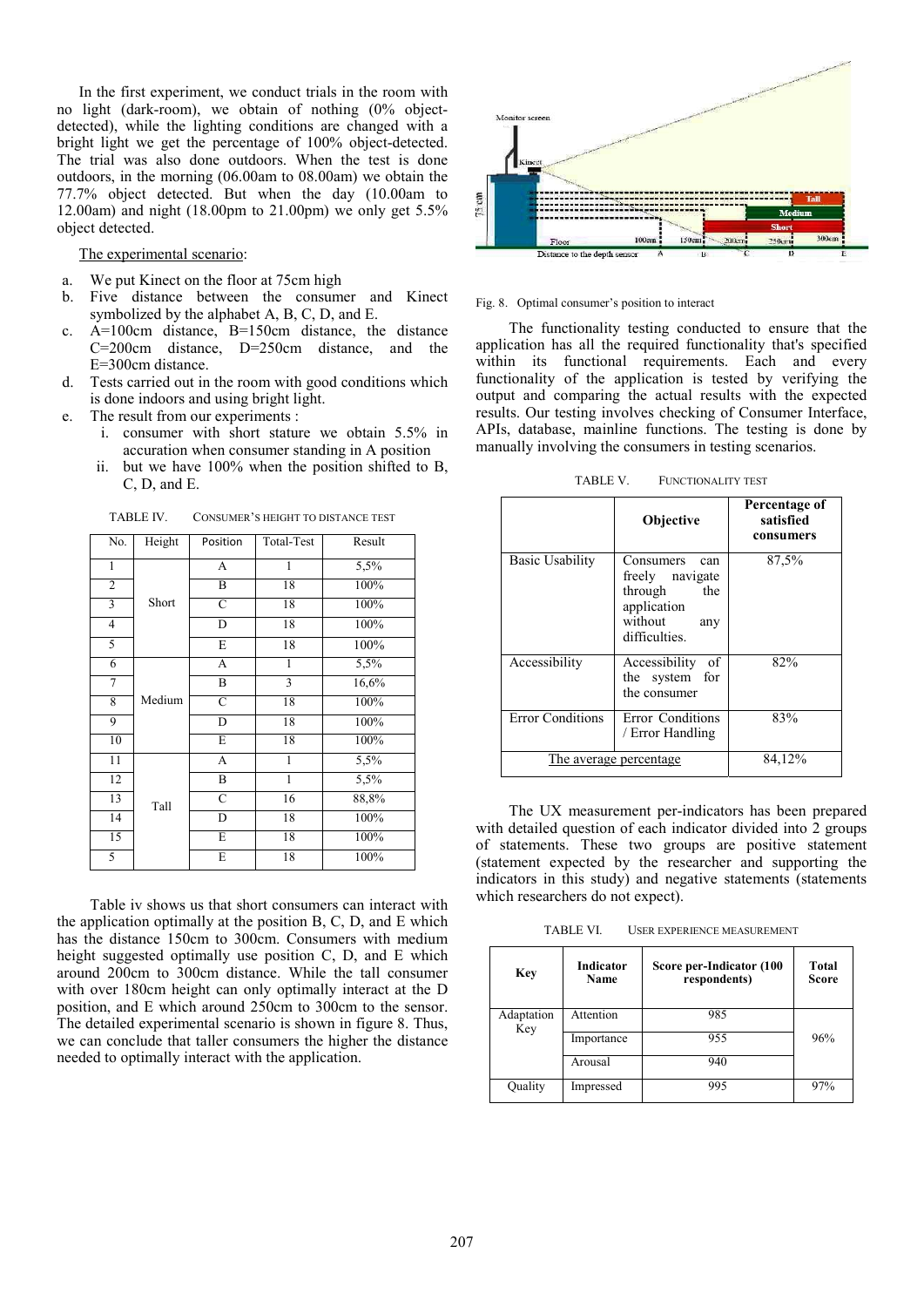In the first experiment, we conduct trials in the room with no light (dark-room), we obtain of nothing (0% object-detected), while the lighting conditions are changed with a bright light we get the percentage of 100% object-detected. The trial was also done outdoors. When the test is done outdoors, in the morning (06.00am to 08.00am) we obtain the 77.7% object detected. But when the day (10.00am to 12.00am) and night (18.00pm to 21.00pm) we only get 5.5% object detected.

The experimental scenario:

a. We put Kinect on the floor at 75cm high
b. Five distance between the consumer and Kinect symbolized by the alphabet A, B, C, D, and E.
c. A=100cm distance, B=150cm distance, the distance C=200cm distance, D=250cm distance, and the E=300cm distance.
d. Tests carried out in the room with good conditions which is done indoors and using bright light.
e. The result from our experiments :
   i. consumer with short stature we obtain 5.5% in accuration when consumer standing in A position
   ii. but we have 100% when the position shifted to B, C, D, and E.

TABLE IV. CONSUMER'S HEIGHT TO DISTANCE TEST

| No. | Height | Position | Total-Test | Result |
|---|---|---|---|---|
| 1 | Short | A | 1 | 5,5% |
| 2 | | B | 18 | 100% |
| 3 | | C | 18 | 100% |
| 4 | | D | 18 | 100% |
| 5 | | E | 18 | 100% |
| 6 | Medium | A | 1 | 5,5% |
| 7 | | B | 3 | 16,6% |
| 8 | | C | 18 | 100% |
| 9 | | D | 18 | 100% |
| 10 | | E | 18 | 100% |
| 11 | Tall | A | 1 | 5,5% |
| 12 | | B | 1 | 5,5% |
| 13 | | C | 16 | 88,8% |
| 14 | | D | 18 | 100% |
| 15 | | E | 18 | 100% |
| 5 | | E | 18 | 100% |

Table iv shows us that short consumers can interact with the application optimally at the position B, C, D, and E which has the distance 150cm to 300cm. Consumers with medium height suggested optimally use position C, D, and E which around 200cm to 300cm distance. While the tall consumer with over 180cm height can only optimally interact at the D position, and E which around 250cm to 300cm to the sensor. The detailed experimental scenario is shown in figure 8. Thus, we can conclude that taller consumers the higher the distance needed to optimally interact with the application.

Fig. 8. Optimal consumer's position to interact

The functionality testing conducted to ensure that the application has all the required functionality that's specified within its functional requirements. Each and every functionality of the application is tested by verifying the output and comparing the actual results with the expected results. Our testing involves checking of Consumer Interface, APIs, database, mainline functions. The testing is done by manually involving the consumers in testing scenarios.

TABLE V. FUNCTIONALITY TEST

| | Objective | Percentage of satisfied consumers |
|---|---|---|
| Basic Usability | Consumers can freely navigate through the application without any difficulties. | 87,5% |
| Accessibility | Accessibility of the system for the consumer | 82% |
| Error Conditions | Error Conditions / Error Handling | 83% |
| The average percentage | | 84,12% |

The UX measurement per-indicators has been prepared with detailed question of each indicator divided into 2 groups of statements. These two groups are positive statement (statement expected by the researcher and supporting the indicators in this study) and negative statements (statements which researchers do not expect).

TABLE VI. USER EXPERIENCE MEASUREMENT

| Key | Indicator Name | Score per-Indicator (100 respondents) | Total Score |
|---|---|---|---|
| Adaptation Key | Attention | 985 | 96% |
| | Importance | 955 | |
| | Arousal | 940 | |
| Quality | Impressed | 995 | 97% |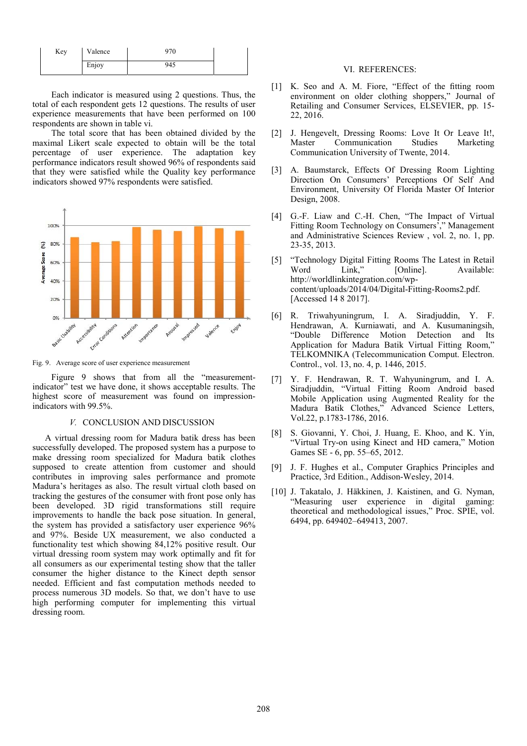| | | | |
|---|---|---|---|
| Key | Valence | 970 | |
| | Enjoy | 945 | |

Each indicator is measured using 2 questions. Thus, the total of each respondent gets 12 questions. The results of user experience measurements that have been performed on 100 respondents are shown in table vi.

The total score that has been obtained divided by the maximal Likert scale expected to obtain will be the total percentage of user experience. The adaptation key performance indicators result showed 96% of respondents said that they were satisfied while the Quality key performance indicators showed 97% respondents were satisfied.

100%
80%
60%
40%
20%
0%
Average Score (%)
Basic Usability
Accessibility
Error Conditions
Attention
Importance
Arousal
Impressed
Valence
Enjoy

Fig. 9. Average score of user experience measurement

Figure 9 shows that from all the "measurement-indicator" test we have done, it shows acceptable results. The highest score of measurement was found on impression-indicators with 99.5%.

## V. CONCLUSION AND DISCUSSION

A virtual dressing room for Madura batik dress has been successfully developed. The proposed system has a purpose to make dressing room specialized for Madura batik clothes supposed to create attention from customer and should contributes in improving sales performance and promote Madura's heritages as also. The result virtual cloth based on tracking the gestures of the consumer with front pose only has been developed. 3D rigid transformations still require improvements to handle the back pose situation. In general, the system has provided a satisfactory user experience 96% and 97%. Beside UX measurement, we also conducted a functionality test which showing 84,12% positive result. Our virtual dressing room system may work optimally and fit for all consumers as our experimental testing show that the taller consumer the higher distance to the Kinect depth sensor needed. Efficient and fast computation methods needed to process numerous 3D models. So that, we don't have to use high performing computer for implementing this virtual dressing room.

## VI. REFERENCES:

[1] K. Seo and A. M. Fiore, "Effect of the fitting room environment on older clothing shoppers," Journal of Retailing and Consumer Services, ELSEVIER, pp. 15-22, 2016.

[2] J. Hengevelt, Dressing Rooms: Love It Or Leave It!, Master Communication Studies Marketing Communication University of Twente, 2014.

[3] A. Baumstarck, Effects Of Dressing Room Lighting Direction On Consumers' Perceptions Of Self And Environment, University Of Florida Master Of Interior Design, 2008.

[4] G.-F. Liaw and C.-H. Chen, "The Impact of Virtual Fitting Room Technology on Consumers'," Management and Administrative Sciences Review , vol. 2, no. 1, pp. 23-35, 2013.

[5] "Technology Digital Fitting Rooms The Latest in Retail Word Link," [Online]. Available: http://worldlinkintegration.com/wp-content/uploads/2014/04/Digital-Fitting-Rooms2.pdf. [Accessed 14 8 2017].

[6] R. Triwahyuningrum, I. A. Siradjuddin, Y. F. Hendrawan, A. Kurniawati, and A. Kusumaningsih, "Double Difference Motion Detection and Its Application for Madura Batik Virtual Fitting Room," TELKOMNIKA (Telecommunication Comput. Electron. Control., vol. 13, no. 4, p. 1446, 2015.

[7] Y. F. Hendrawan, R. T. Wahyuningrum, and I. A. Siradjuddin, "Virtual Fitting Room Android based Mobile Application using Augmented Reality for the Madura Batik Clothes," Advanced Science Letters, Vol.22, p.1783-1786, 2016.

[8] S. Giovanni, Y. Choi, J. Huang, E. Khoo, and K. Yin, "Virtual Try-on using Kinect and HD camera," Motion Games SE - 6, pp. 55–65, 2012.

[9] J. F. Hughes et al., Computer Graphics Principles and Practice, 3rd Edition., Addison-Wesley, 2014.

[10] J. Takatalo, J. Häkkinen, J. Kaistinen, and G. Nyman, "Measuring user experience in digital gaming: theoretical and methodological issues," Proc. SPIE, vol. 6494, pp. 649402–649413, 2007.